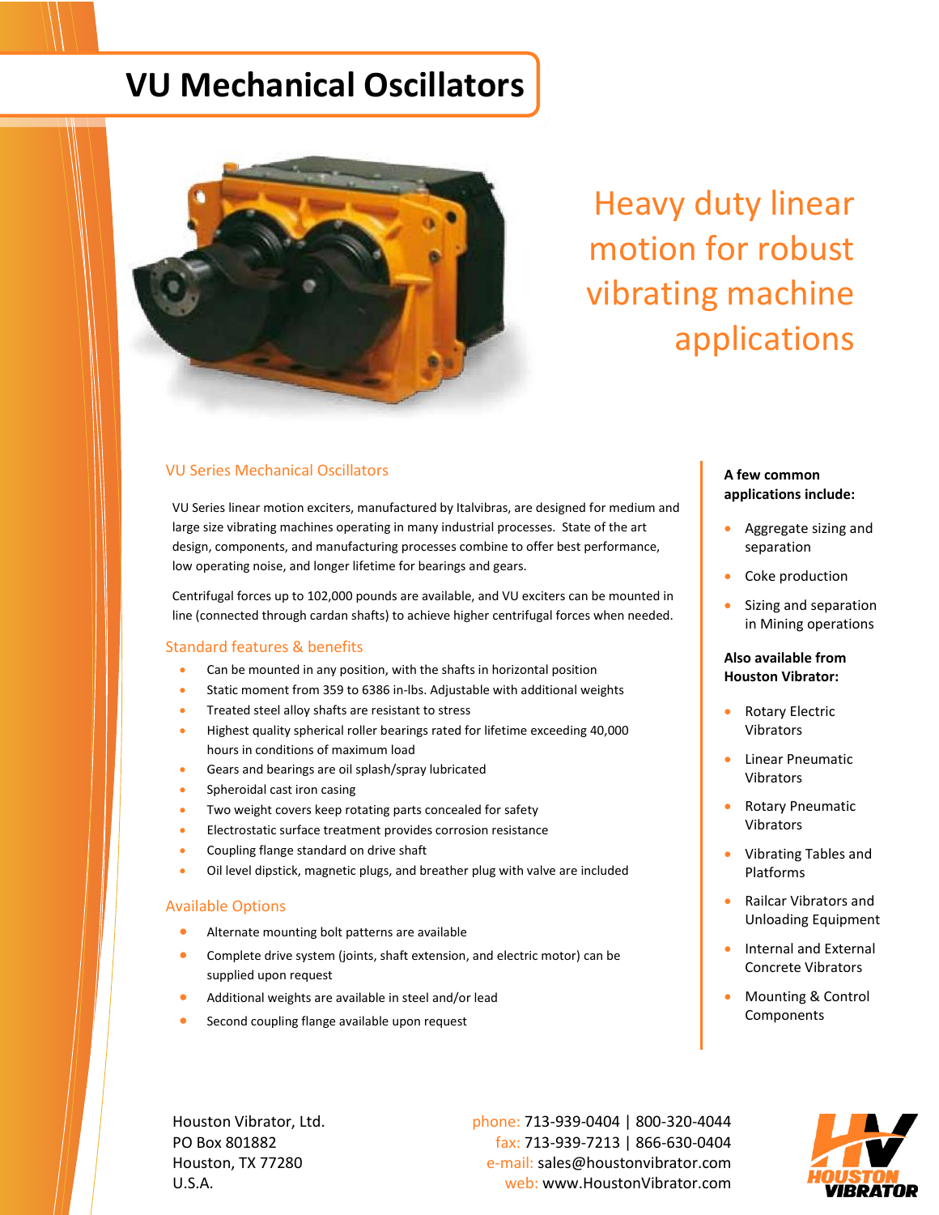# VU Mechanical Oscillators

Heavy duty linear motion for robust vibrating machine applications

## VU Series Mechanical Oscillators

VU Series linear motion exciters, manufactured by Italvibras, are designed for medium and large size vibrating machines operating in many industrial processes. State of the art design, components, and manufacturing processes combine to offer best performance, low operating noise, and longer lifetime for bearings and gears.

Centrifugal forces up to 102,000 pounds are available, and VU exciters can be mounted in line (connected through cardan shafts) to achieve higher centrifugal forces when needed.

## Standard features & benefits

- Can be mounted in any position, with the shafts in horizontal position
- Static moment from 359 to 6386 in-lbs. Adjustable with additional weights
- Treated steel alloy shafts are resistant to stress
- Highest quality spherical roller bearings rated for lifetime exceeding 40,000 hours in conditions of maximum load
- Gears and bearings are oil splash/spray lubricated
- Spheroidal cast iron casing
- Two weight covers keep rotating parts concealed for safety
- Electrostatic surface treatment provides corrosion resistance
- Coupling flange standard on drive shaft
- Oil level dipstick, magnetic plugs, and breather plug with valve are included

## Available Options

- Alternate mounting bolt patterns are available
- Complete drive system (joints, shaft extension, and electric motor) can be supplied upon request
- Additional weights are available in steel and/or lead
- Second coupling flange available upon request

**A few common applications include:**

- Aggregate sizing and separation
- Coke production
- Sizing and separation in Mining operations

**Also available from Houston Vibrator:**

- Rotary Electric Vibrators
- Linear Pneumatic Vibrators
- Rotary Pneumatic Vibrators
- Vibrating Tables and Platforms
- Railcar Vibrators and Unloading Equipment
- Internal and External Concrete Vibrators
- Mounting & Control Components

Houston Vibrator, Ltd.
PO Box 801882
Houston, TX 77280
U.S.A.

phone: 713-939-0404 | 800-320-4044
fax: 713-939-7213 | 866-630-0404
e-mail: sales@houstonvibrator.com
web: www.HoustonVibrator.com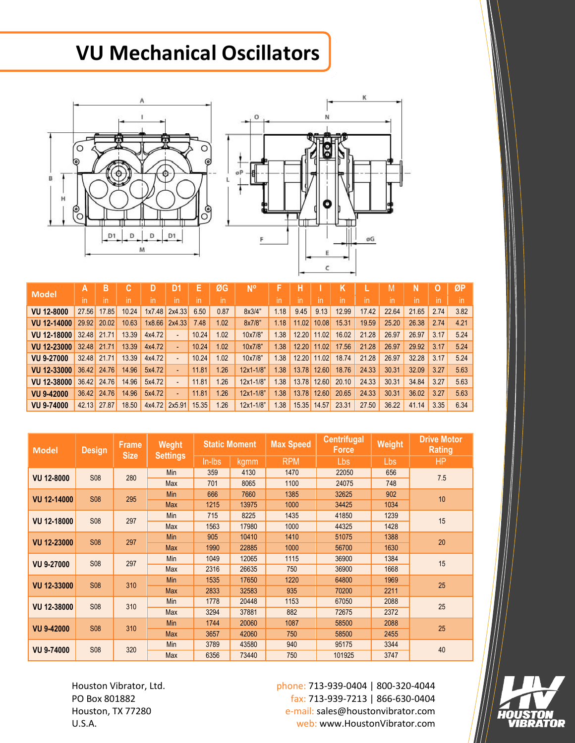# VU Mechanical Oscillators

A
I
B
H
D1 D D D1
M

K
O N
ØP
L
F ØG
E
C

| Model | A | B | C | D | D1 | E | ØG | Nº | F | H | I | K | L | M | N | O | ØP |
|---|---|---|---|---|---|---|---|---|---|---|---|---|---|---|---|---|---|
| | in | in | in | in | in | in | in | | in | in | in | in | in | in | in | in | in |
| VU 12-8000 | 27.56 | 17.85 | 10.24 | 1x7.48 | 2x4.33 | 6.50 | 0.87 | 8x3/4" | 1.18 | 9.45 | 9.13 | 12.99 | 17.42 | 22.64 | 21.65 | 2.74 | 3.82 |
| VU 12-14000 | 29.92 | 20.02 | 10.63 | 1x8.66 | 2x4.33 | 7.48 | 1.02 | 8x7/8" | 1.18 | 11.02 | 10.08 | 15.31 | 19.59 | 25.20 | 26.38 | 2.74 | 4.21 |
| VU 12-18000 | 32.48 | 21.71 | 13.39 | 4x4.72 | - | 10.24 | 1.02 | 10x7/8" | 1.38 | 12.20 | 11.02 | 16.02 | 21.28 | 26.97 | 26.97 | 3.17 | 5.24 |
| VU 12-23000 | 32.48 | 21.71 | 13.39 | 4x4.72 | - | 10.24 | 1.02 | 10x7/8" | 1.38 | 12.20 | 11.02 | 17.56 | 21.28 | 26.97 | 29.92 | 3.17 | 5.24 |
| VU 9-27000 | 32.48 | 21.71 | 13.39 | 4x4.72 | - | 10.24 | 1.02 | 10x7/8" | 1.38 | 12.20 | 11.02 | 18.74 | 21.28 | 26.97 | 32.28 | 3.17 | 5.24 |
| VU 12-33000 | 36.42 | 24.76 | 14.96 | 5x4.72 | - | 11.81 | 1.26 | 12x1-1/8" | 1.38 | 13.78 | 12.60 | 18.76 | 24.33 | 30.31 | 32.09 | 3.27 | 5.63 |
| VU 12-38000 | 36.42 | 24.76 | 14.96 | 5x4.72 | - | 11.81 | 1.26 | 12x1-1/8" | 1.38 | 13.78 | 12.60 | 20.10 | 24.33 | 30.31 | 34.84 | 3.27 | 5.63 |
| VU 9-42000 | 36.42 | 24.76 | 14.96 | 5x4.72 | - | 11.81 | 1.26 | 12x1-1/8" | 1.38 | 13.78 | 12.60 | 20.65 | 24.33 | 30.31 | 36.02 | 3.27 | 5.63 |
| VU 9-74000 | 42.13 | 27.87 | 18.50 | 4x4.72 | 2x5.91 | 15.35 | 1.26 | 12x1-1/8" | 1.38 | 15.35 | 14.57 | 23.31 | 27.50 | 36.22 | 41.14 | 3.35 | 6.34 |

| Model | Design | Frame Size | Weght Settings | Static Moment | | Max Speed | Centrifugal Force | Weight | Drive Motor Rating |
|---|---|---|---|---|---|---|---|---|---|
| | | | | In-lbs | kgmm | RPM | Lbs | Lbs | HP |
| VU 12-8000 | S08 | 280 | Min | 359 | 4130 | 1470 | 22050 | 656 | 7.5 |
| | | | Max | 701 | 8065 | 1100 | 24075 | 748 | |
| VU 12-14000 | S08 | 295 | Min | 666 | 7660 | 1385 | 32625 | 902 | 10 |
| | | | Max | 1215 | 13975 | 1000 | 34425 | 1034 | |
| VU 12-18000 | S08 | 297 | Min | 715 | 8225 | 1435 | 41850 | 1239 | 15 |
| | | | Max | 1563 | 17980 | 1000 | 44325 | 1428 | |
| VU 12-23000 | S08 | 297 | Min | 905 | 10410 | 1410 | 51075 | 1388 | 20 |
| | | | Max | 1990 | 22885 | 1000 | 56700 | 1630 | |
| VU 9-27000 | S08 | 297 | Min | 1049 | 12065 | 1115 | 36900 | 1384 | 15 |
| | | | Max | 2316 | 26635 | 750 | 36900 | 1668 | |
| VU 12-33000 | S08 | 310 | Min | 1535 | 17650 | 1220 | 64800 | 1969 | 25 |
| | | | Max | 2833 | 32583 | 935 | 70200 | 2211 | |
| VU 12-38000 | S08 | 310 | Min | 1778 | 20448 | 1153 | 67050 | 2088 | 25 |
| | | | Max | 3294 | 37881 | 882 | 72675 | 2372 | |
| VU 9-42000 | S08 | 310 | Min | 1744 | 20060 | 1087 | 58500 | 2088 | 25 |
| | | | Max | 3657 | 42060 | 750 | 58500 | 2455 | |
| VU 9-74000 | S08 | 320 | Min | 3789 | 43580 | 940 | 95175 | 3344 | 40 |
| | | | Max | 6356 | 73440 | 750 | 101925 | 3747 | |

Houston Vibrator, Ltd.
PO Box 801882
Houston, TX 77280
U.S.A.

phone: 713-939-0404 | 800-320-4044
fax: 713-939-7213 | 866-630-0404
e-mail: sales@houstonvibrator.com
web: www.HoustonVibrator.com

HOUSTON VIBRATOR